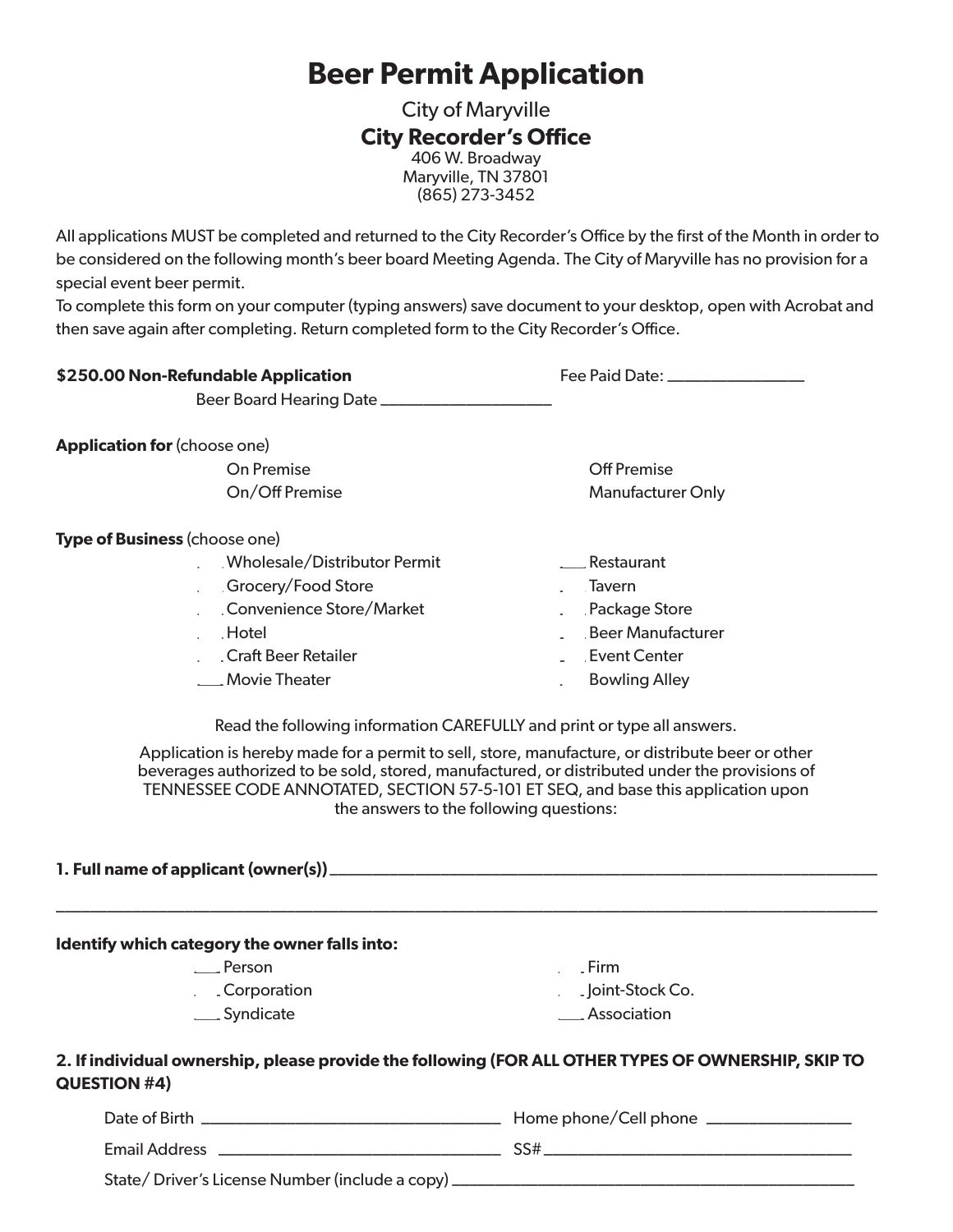# Beer Permit Application

City of Maryville

**City Recorder's Office**

406 W. Broadway
Maryville, TN 37801
(865) 273-3452

All applications MUST be completed and returned to the City Recorder's Office by the first of the Month in order to be considered on the following month's beer board Meeting Agenda. The City of Maryville has no provision for a special event beer permit.

To complete this form on your computer (typing answers) save document to your desktop, open with Acrobat and then save again after completing. Return completed form to the City Recorder's Office.

**$250.00 Non-Refundable Application** Fee Paid Date: _______________

Beer Board Hearing Date ___________________

**Application for** (choose one)

- On Premise
- Off Premise
- On/Off Premise
- Manufacturer Only

**Type of Business** (choose one)

- ___ Wholesale/Distributor Permit
- ___ Restaurant
- ___ Grocery/Food Store
- ___ Tavern
- ___ Convenience Store/Market
- ___ Package Store
- ___ Hotel
- ___ Beer Manufacturer
- ___ Craft Beer Retailer
- ___ Event Center
- ___ Movie Theater
- ___ Bowling Alley

Read the following information CAREFULLY and print or type all answers.

Application is hereby made for a permit to sell, store, manufacture, or distribute beer or other beverages authorized to be sold, stored, manufactured, or distributed under the provisions of TENNESSEE CODE ANNOTATED, SECTION 57-5-101 ET SEQ, and base this application upon the answers to the following questions:

**1. Full name of applicant (owner(s))** ____________________________________________

____________________________________________________________________________

**Identify which category the owner falls into:**

- ___ Person
- ___ Firm
- ___ Corporation
- ___ Joint-Stock Co.
- ___ Syndicate
- ___ Association

**2. If individual ownership, please provide the following (FOR ALL OTHER TYPES OF OWNERSHIP, SKIP TO QUESTION #4)**

Date of Birth ______________________ Home phone/Cell phone _______________

Email Address ______________________ SS# ______________________

State/ Driver's License Number (include a copy) ______________________________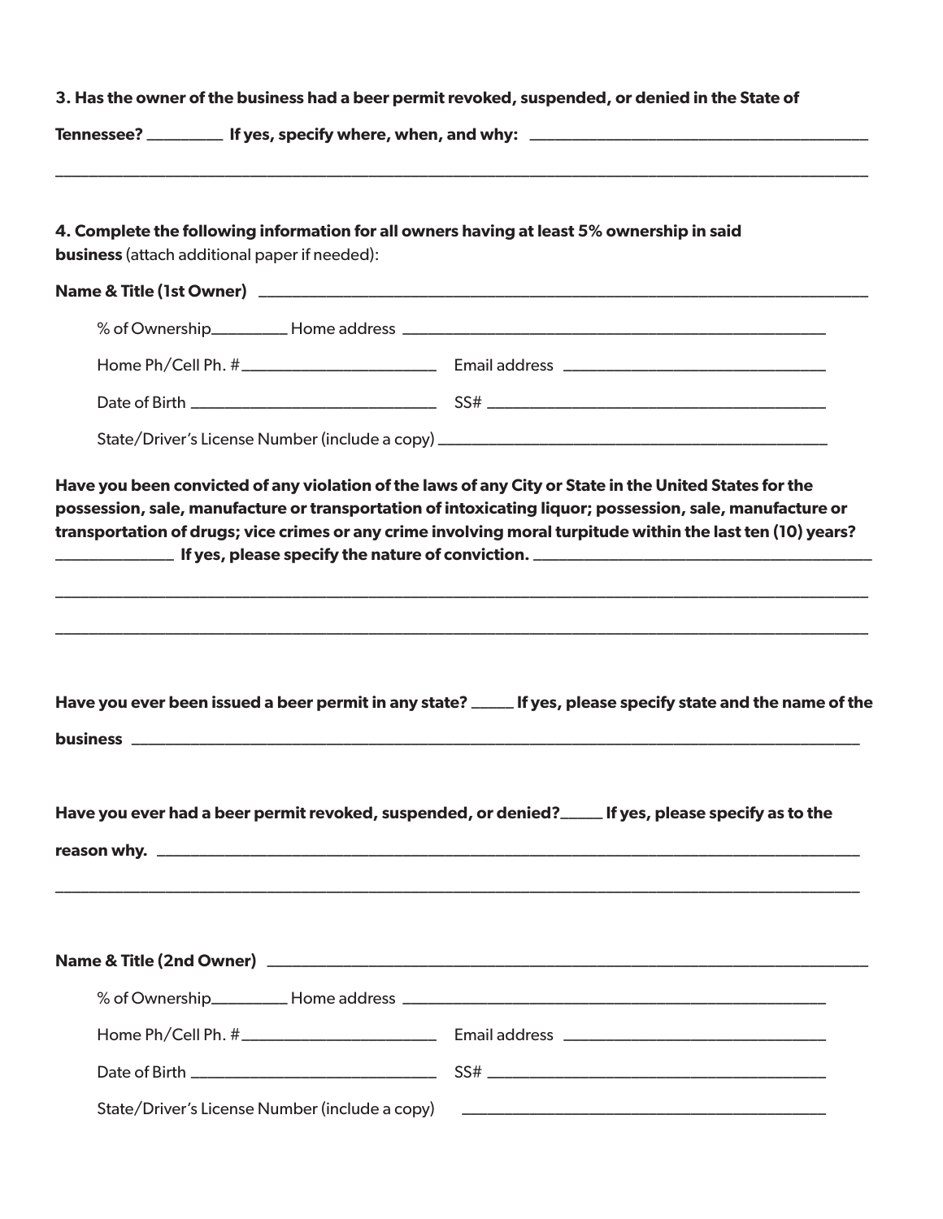**3. Has the owner of the business had a beer permit revoked, suspended, or denied in the State of Tennessee?** _________ **If yes, specify where, when, and why:** ________________________________________

____________________________________________________________________________________________

**4. Complete the following information for all owners having at least 5% ownership in said business** (attach additional paper if needed):

**Name & Title (1st Owner)** ____________________________________________________________________________

% of Ownership_________ Home address ____________________________________________________

Home Ph/Cell Ph. #_______________________ Email address _______________________________

Date of Birth _____________________________ SS# _________________________________________

State/Driver's License Number (include a copy) ______________________________________________

**Have you been convicted of any violation of the laws of any City or State in the United States for the possession, sale, manufacture or transportation of intoxicating liquor; possession, sale, manufacture or transportation of drugs; vice crimes or any crime involving moral turpitude within the last ten (10) years?** ______________ **If yes, please specify the nature of conviction.** ________________________________________

____________________________________________________________________________________________

____________________________________________________________________________________________

**Have you ever been issued a beer permit in any state?** _____ **If yes, please specify state and the name of the business** ______________________________________________________________________________

**Have you ever had a beer permit revoked, suspended, or denied?**_____ **If yes, please specify as to the reason why.** ______________________________________________________________________________

____________________________________________________________________________________________

**Name & Title (2nd Owner)** ___________________________________________________________________________

% of Ownership_________ Home address ____________________________________________________

Home Ph/Cell Ph. #_______________________ Email address _______________________________

Date of Birth _____________________________ SS# _________________________________________

State/Driver's License Number (include a copy) ______________________________________________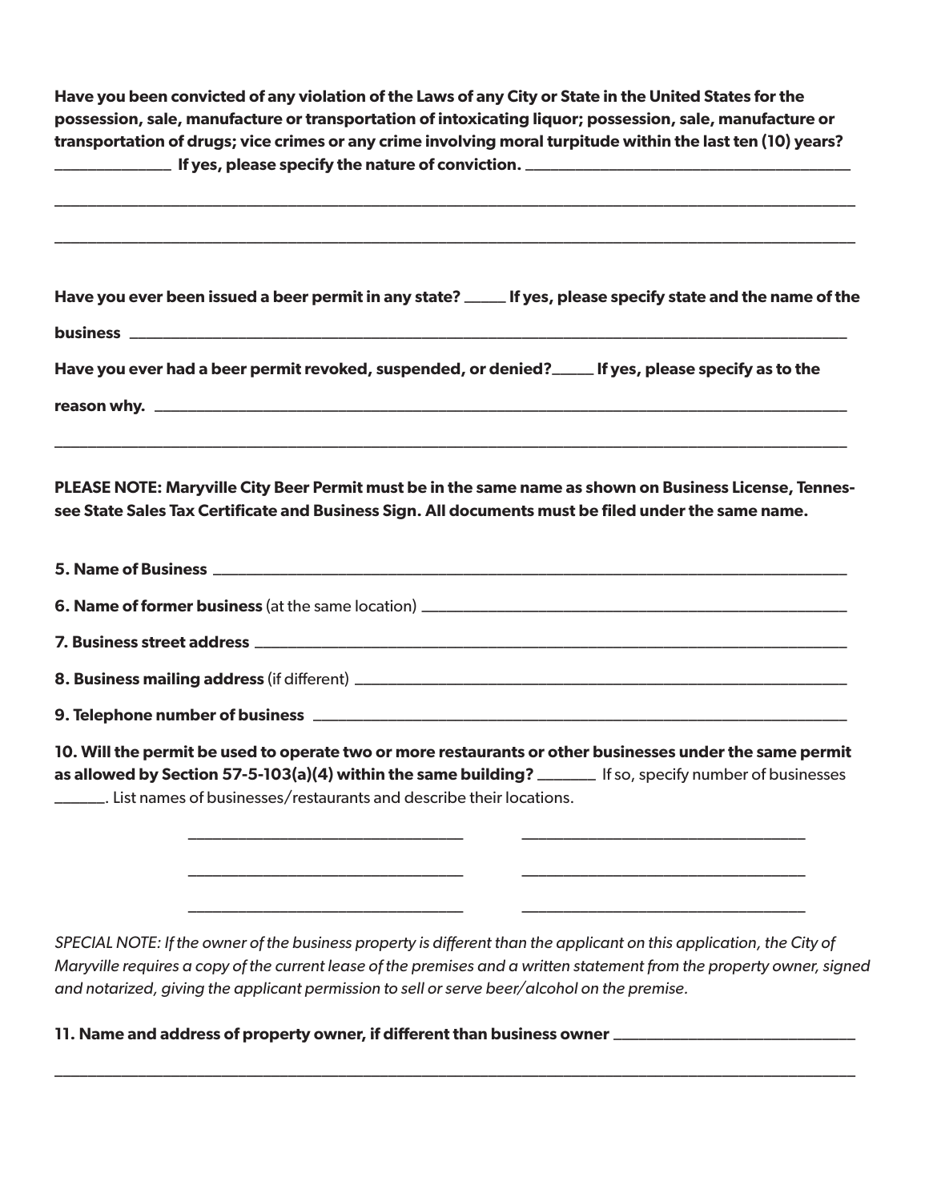**Have you been convicted of any violation of the Laws of any City or State in the United States for the possession, sale, manufacture or transportation of intoxicating liquor; possession, sale, manufacture or transportation of drugs; vice crimes or any crime involving moral turpitude within the last ten (10) years? _______________ If yes, please specify the nature of conviction. _______________________________________________**

_______________________________________________________________________________________________

_______________________________________________________________________________________________

**Have you ever been issued a beer permit in any state? ______ If yes, please specify state and the name of the business _______________________________________________________________________________**

**Have you ever had a beer permit revoked, suspended, or denied?______ If yes, please specify as to the reason why. _____________________________________________________________________________**

_______________________________________________________________________________________________

**PLEASE NOTE: Maryville City Beer Permit must be in the same name as shown on Business License, Tennessee State Sales Tax Certificate and Business Sign. All documents must be filed under the same name.**

**5. Name of Business** _______________________________________________________________________

**6. Name of former business** (at the same location) ____________________________________________

**7. Business street address** _________________________________________________________________

**8. Business mailing address** (if different) ___________________________________________________

**9. Telephone number of business** ___________________________________________________________

**10. Will the permit be used to operate two or more restaurants or other businesses under the same permit as allowed by Section 57-5-103(a)(4) within the same building? ________** If so, specify number of businesses _______. List names of businesses/restaurants and describe their locations.

___________________________________ ___________________________________

___________________________________ ___________________________________

___________________________________ ___________________________________

*SPECIAL NOTE: If the owner of the business property is different than the applicant on this application, the City of Maryville requires a copy of the current lease of the premises and a written statement from the property owner, signed and notarized, giving the applicant permission to sell or serve beer/alcohol on the premise.*

**11. Name and address of property owner, if different than business owner** ________________________________

_______________________________________________________________________________________________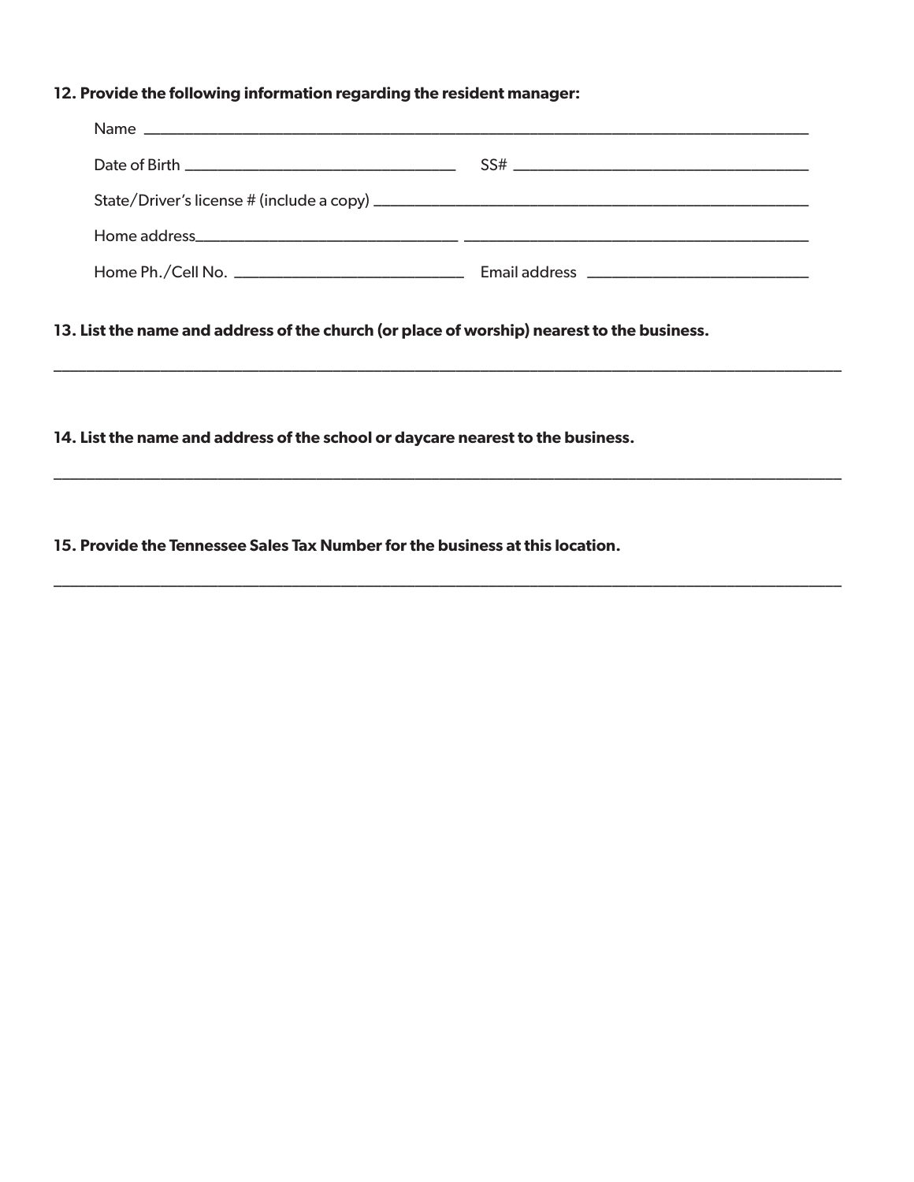**12. Provide the following information regarding the resident manager:**

Name ____________________________________________________________________________________

Date of Birth ________________________________ SS# ___________________________________

State/Driver's license # (include a copy) ___________________________________________________

Home address_____________________________ _______________________________________

Home Ph./Cell No. __________________________ Email address _________________________

**13. List the name and address of the church (or place of worship) nearest to the business.**

_____________________________________________________________________________________________

**14. List the name and address of the school or daycare nearest to the business.**

_____________________________________________________________________________________________

**15. Provide the Tennessee Sales Tax Number for the business at this location.**

_____________________________________________________________________________________________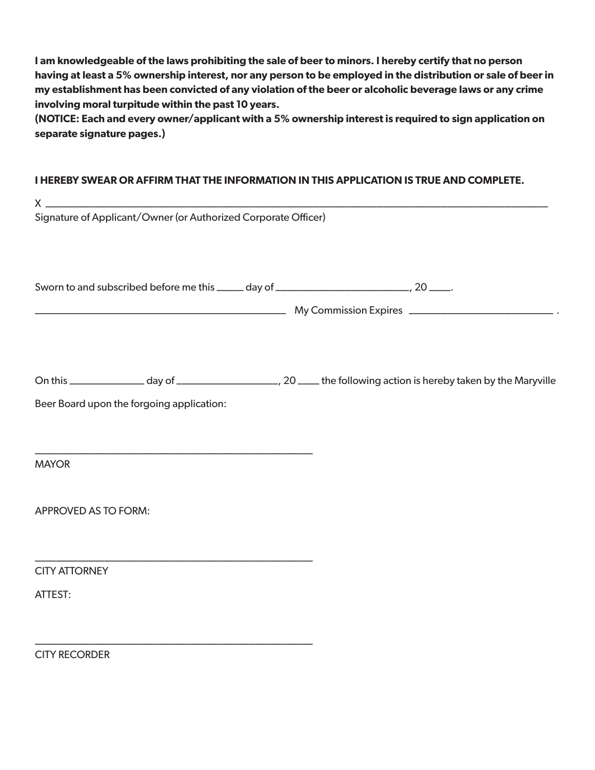**I am knowledgeable of the laws prohibiting the sale of beer to minors. I hereby certify that no person having at least a 5% ownership interest, nor any person to be employed in the distribution or sale of beer in my establishment has been convicted of any violation of the beer or alcoholic beverage laws or any crime involving moral turpitude within the past 10 years.**
**(NOTICE: Each and every owner/applicant with a 5% ownership interest is required to sign application on separate signature pages.)**

**I HEREBY SWEAR OR AFFIRM THAT THE INFORMATION IN THIS APPLICATION IS TRUE AND COMPLETE.**

X ______________________________________________________________________________
Signature of Applicant/Owner (or Authorized Corporate Officer)

Sworn to and subscribed before me this _____ day of ________________________, 20 ____.

______________________________________________ My Commission Expires __________________________ .

On this _____________ day of __________________, 20 ____ the following action is hereby taken by the Maryville Beer Board upon the forgoing application:

__________________________________________________
MAYOR

APPROVED AS TO FORM:

__________________________________________________
CITY ATTORNEY

ATTEST:

__________________________________________________
CITY RECORDER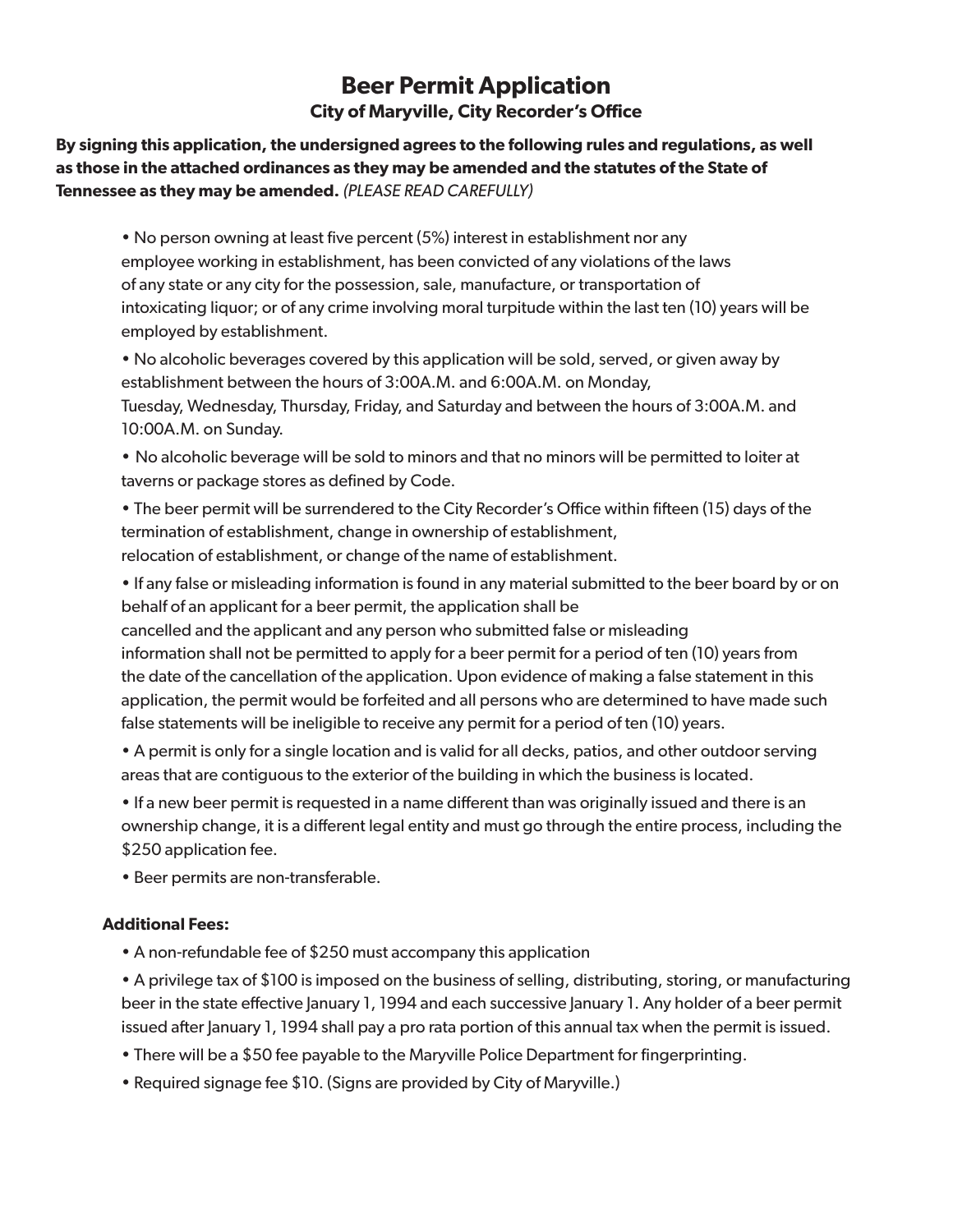# Beer Permit Application

## City of Maryville, City Recorder's Office

**By signing this application, the undersigned agrees to the following rules and regulations, as well as those in the attached ordinances as they may be amended and the statutes of the State of Tennessee as they may be amended.** *(PLEASE READ CAREFULLY)*

- No person owning at least five percent (5%) interest in establishment nor any employee working in establishment, has been convicted of any violations of the laws of any state or any city for the possession, sale, manufacture, or transportation of intoxicating liquor; or of any crime involving moral turpitude within the last ten (10) years will be employed by establishment.
- No alcoholic beverages covered by this application will be sold, served, or given away by establishment between the hours of 3:00A.M. and 6:00A.M. on Monday, Tuesday, Wednesday, Thursday, Friday, and Saturday and between the hours of 3:00A.M. and 10:00A.M. on Sunday.
- No alcoholic beverage will be sold to minors and that no minors will be permitted to loiter at taverns or package stores as defined by Code.
- The beer permit will be surrendered to the City Recorder's Office within fifteen (15) days of the termination of establishment, change in ownership of establishment, relocation of establishment, or change of the name of establishment.
- If any false or misleading information is found in any material submitted to the beer board by or on behalf of an applicant for a beer permit, the application shall be cancelled and the applicant and any person who submitted false or misleading information shall not be permitted to apply for a beer permit for a period of ten (10) years from the date of the cancellation of the application. Upon evidence of making a false statement in this application, the permit would be forfeited and all persons who are determined to have made such false statements will be ineligible to receive any permit for a period of ten (10) years.
- A permit is only for a single location and is valid for all decks, patios, and other outdoor serving areas that are contiguous to the exterior of the building in which the business is located.
- If a new beer permit is requested in a name different than was originally issued and there is an ownership change, it is a different legal entity and must go through the entire process, including the $250 application fee.
- Beer permits are non-transferable.

**Additional Fees:**

- A non-refundable fee of $250 must accompany this application
- A privilege tax of $100 is imposed on the business of selling, distributing, storing, or manufacturing beer in the state effective January 1, 1994 and each successive January 1. Any holder of a beer permit issued after January 1, 1994 shall pay a pro rata portion of this annual tax when the permit is issued.
- There will be a $50 fee payable to the Maryville Police Department for fingerprinting.
- Required signage fee $10. (Signs are provided by City of Maryville.)